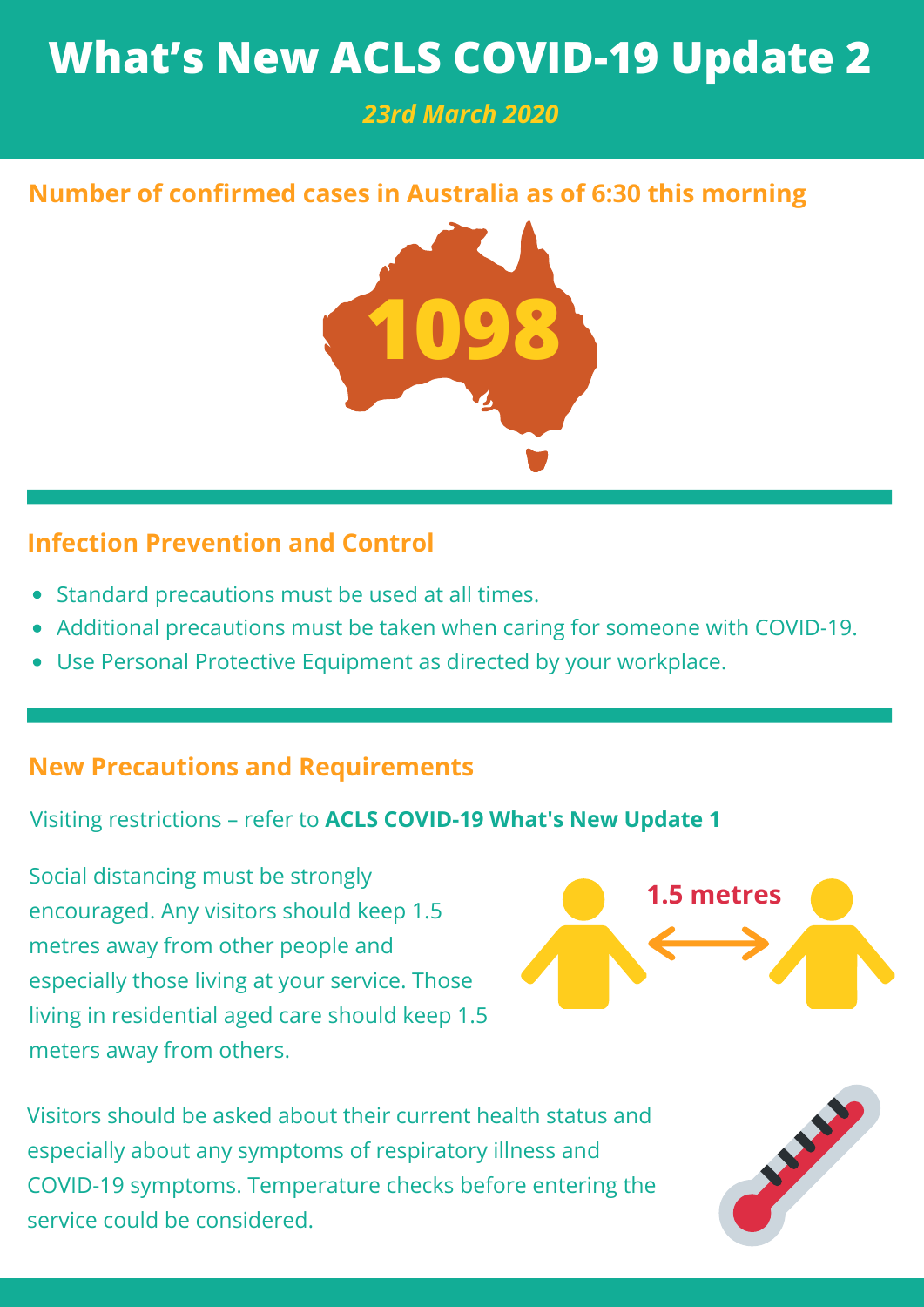# What's New ACLS COVID-19 Update 2

*23rd March 2020*

## Number of confirmed cases in Australia as of 6:30 this morning

**1098**

## Infection Prevention and Control

- Standard precautions must be used at all times.
- Additional precautions must be taken when caring for someone with COVID-19.
- Use Personal Protective Equipment as directed by your workplace.

## New Precautions and Requirements

Visiting restrictions – refer to **ACLS COVID-19 What's New Update 1**

Social distancing must be strongly encouraged. Any visitors should keep 1.5 metres away from other people and especially those living at your service. Those living in residential aged care should keep 1.5 meters away from others.

1.5 metres

Visitors should be asked about their current health status and especially about any symptoms of respiratory illness and COVID-19 symptoms. Temperature checks before entering the service could be considered.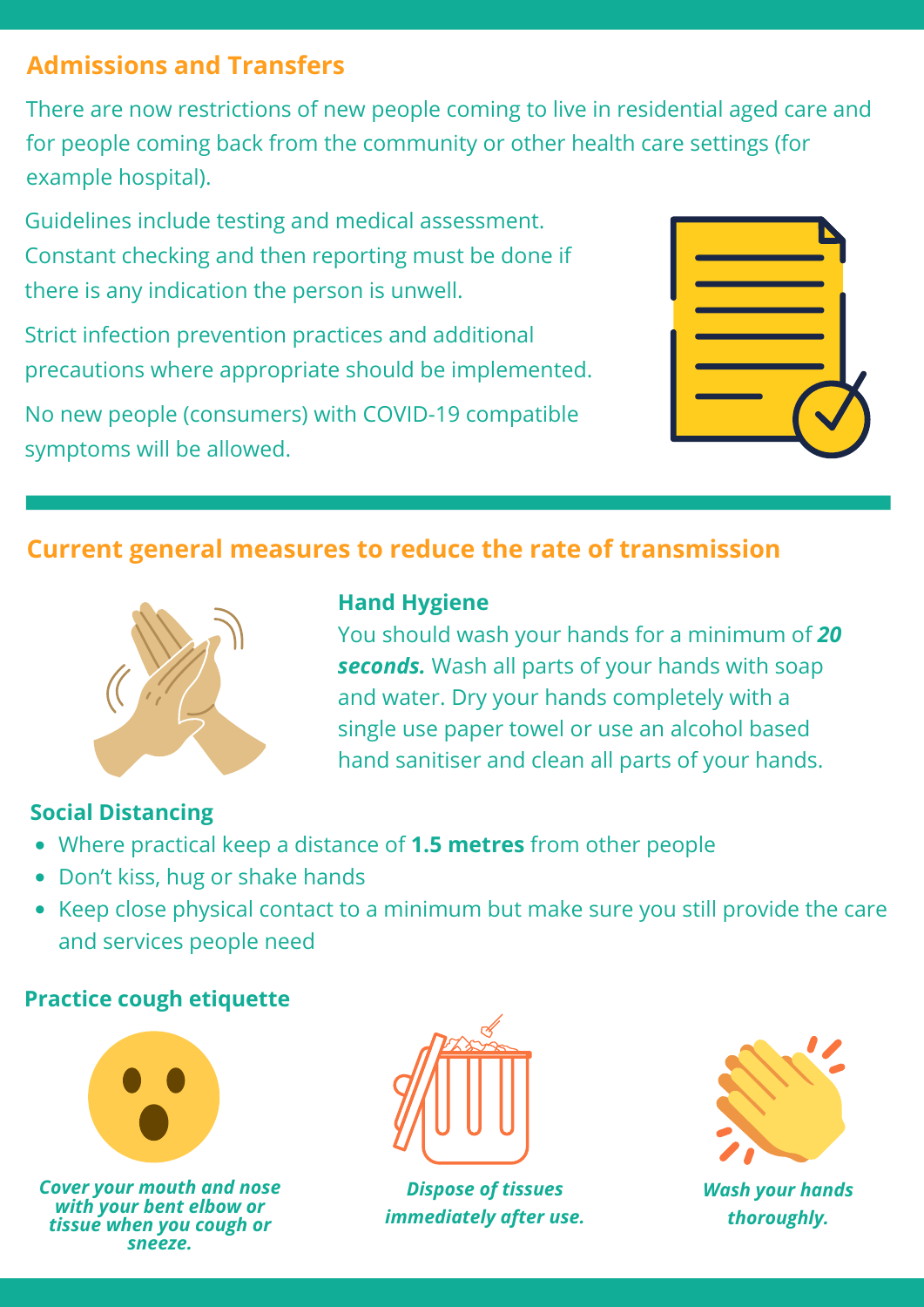## Admissions and Transfers

There are now restrictions of new people coming to live in residential aged care and for people coming back from the community or other health care settings (for example hospital).

Guidelines include testing and medical assessment. Constant checking and then reporting must be done if there is any indication the person is unwell.

Strict infection prevention practices and additional precautions where appropriate should be implemented.

No new people (consumers) with COVID-19 compatible symptoms will be allowed.

## Current general measures to reduce the rate of transmission

### Hand Hygiene

You should wash your hands for a minimum of ***20 seconds.*** Wash all parts of your hands with soap and water. Dry your hands completely with a single use paper towel or use an alcohol based hand sanitiser and clean all parts of your hands.

### Social Distancing

- Where practical keep a distance of **1.5 metres** from other people
- Don't kiss, hug or shake hands
- Keep close physical contact to a minimum but make sure you still provide the care and services people need

### Practice cough etiquette

***Cover your mouth and nose with your bent elbow or tissue when you cough or sneeze.***

***Dispose of tissues immediately after use.***

***Wash your hands thoroughly.***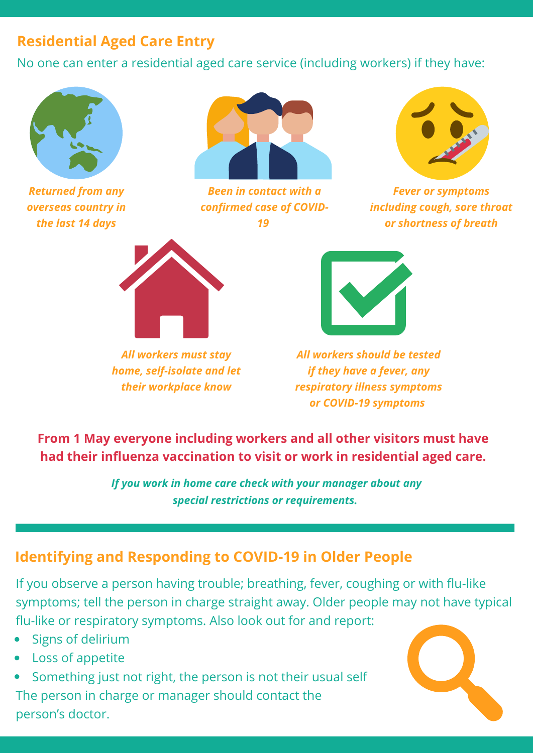## Residential Aged Care Entry

No one can enter a residential aged care service (including workers) if they have:

- ***Returned from any overseas country in the last 14 days***
- ***Been in contact with a confirmed case of COVID-19***
- ***Fever or symptoms including cough, sore throat or shortness of breath***

***All workers must stay home, self-isolate and let their workplace know***

***All workers should be tested if they have a fever, any respiratory illness symptoms or COVID-19 symptoms***

**From 1 May everyone including workers and all other visitors must have had their influenza vaccination to visit or work in residential aged care.**

***If you work in home care check with your manager about any special restrictions or requirements.***

## Identifying and Responding to COVID-19 in Older People

If you observe a person having trouble; breathing, fever, coughing or with flu-like symptoms; tell the person in charge straight away. Older people may not have typical flu-like or respiratory symptoms. Also look out for and report:

- Signs of delirium
- Loss of appetite
- Something just not right, the person is not their usual self

The person in charge or manager should contact the person's doctor.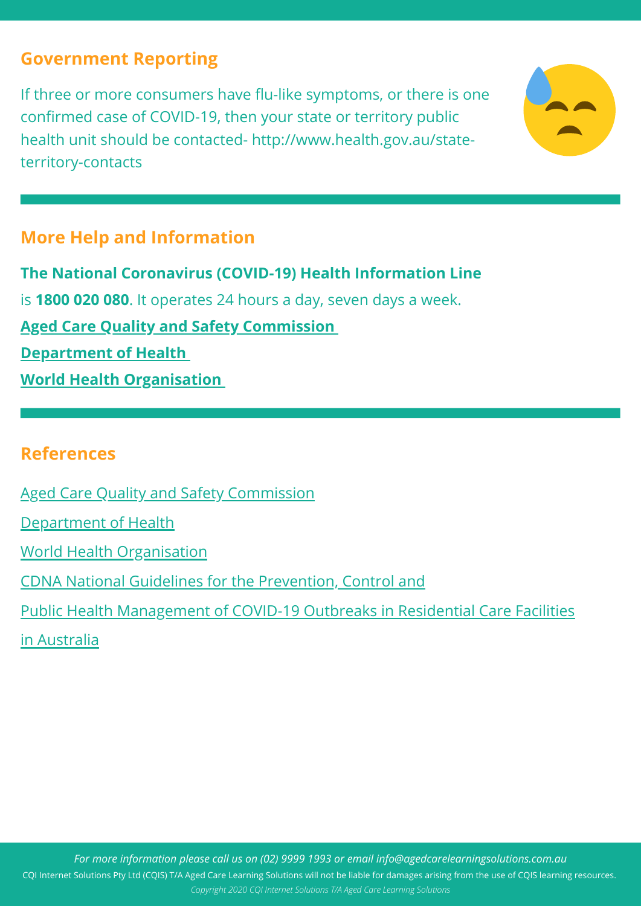## Government Reporting

If three or more consumers have flu-like symptoms, or there is one confirmed case of COVID-19, then your state or territory public health unit should be contacted- http://www.health.gov.au/state-territory-contacts

## More Help and Information

**The National Coronavirus (COVID-19) Health Information Line** is **1800 020 080**. It operates 24 hours a day, seven days a week.

**Aged Care Quality and Safety Commission**

**Department of Health**

**World Health Organisation**

## References

Aged Care Quality and Safety Commission

Department of Health

World Health Organisation

CDNA National Guidelines for the Prevention, Control and Public Health Management of COVID-19 Outbreaks in Residential Care Facilities in Australia

*For more information please call us on (02) 9999 1993 or email info@agedcarelearningsolutions.com.au*

CQI Internet Solutions Pty Ltd (CQIS) T/A Aged Care Learning Solutions will not be liable for damages arising from the use of CQIS learning resources.

*Copyright 2020 CQI Internet Solutions T/A Aged Care Learning Solutions*